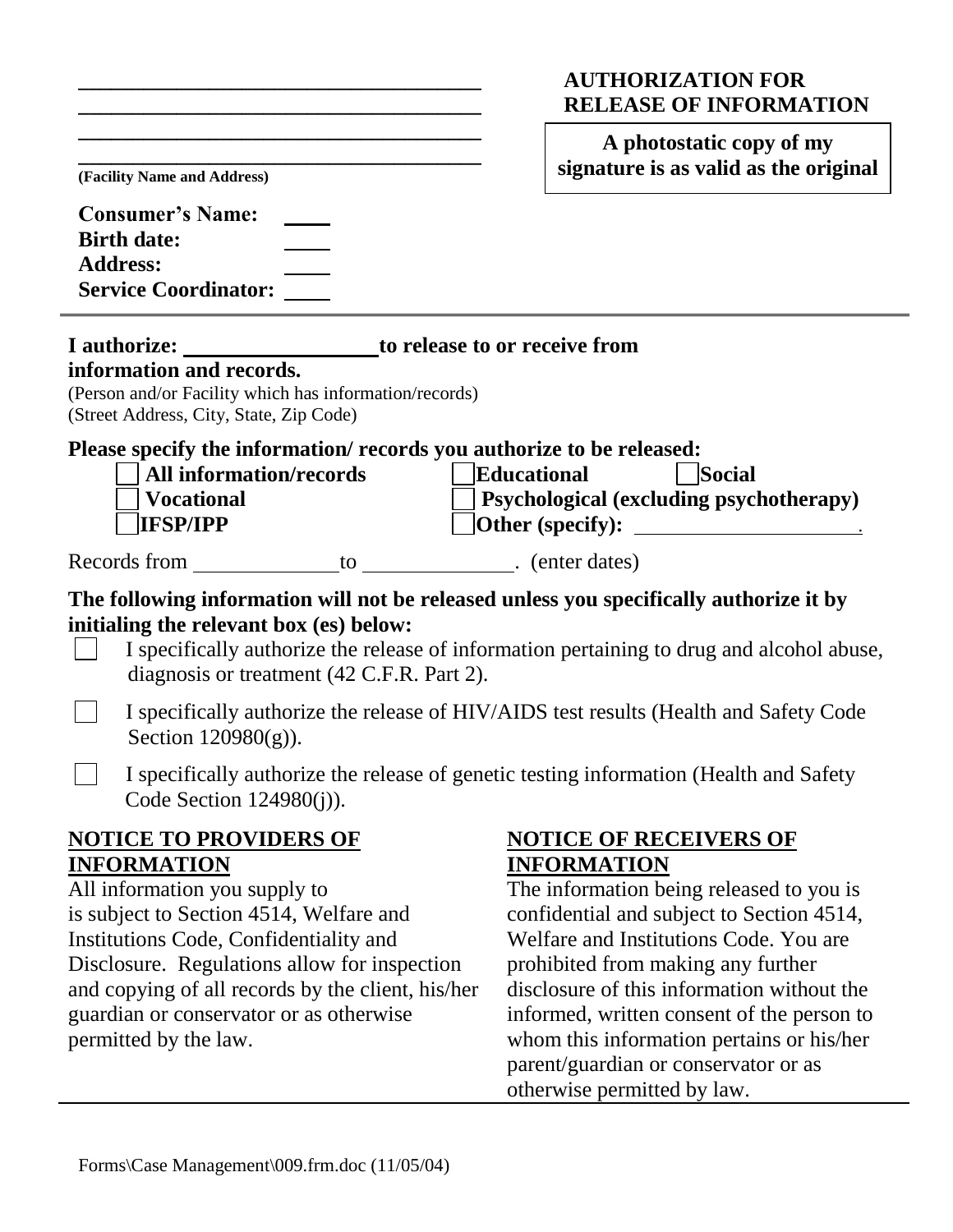\_\_\_\_\_\_\_\_\_\_\_\_\_\_\_\_\_\_\_\_\_\_\_\_\_\_\_\_\_\_\_\_\_\_\_\_
\_\_\_\_\_\_\_\_\_\_\_\_\_\_\_\_\_\_\_\_\_\_\_\_\_\_\_\_\_\_\_\_\_\_\_\_
\_\_\_\_\_\_\_\_\_\_\_\_\_\_\_\_\_\_\_\_\_\_\_\_\_\_\_\_\_\_\_\_\_\_\_\_
\_\_\_\_\_\_\_\_\_\_\_\_\_\_\_\_\_\_\_\_\_\_\_\_\_\_\_\_\_\_\_\_\_\_\_\_

**(Facility Name and Address)**

# AUTHORIZATION FOR RELEASE OF INFORMATION

**A photostatic copy of my signature is as valid as the original**

**Consumer's Name:** ____
**Birth date:** ____
**Address:** ____
**Service Coordinator:** ____

---

**I authorize:** __________________ **to release to or receive from information and records.**

(Person and/or Facility which has information/records)
(Street Address, City, State, Zip Code)

**Please specify the information/ records you authorize to be released:**

- ☐ **All information/records**
- ☐ **Educational**
- ☐ **Social**
- ☐ **Vocational**
- ☐ **Psychological (excluding psychotherapy)**
- ☐ **IFSP/IPP**
- ☐ **Other (specify):** ____________________.

Records from ______________ to ______________. (enter dates)

**The following information will not be released unless you specifically authorize it by initialing the relevant box (es) below:**

☐ I specifically authorize the release of information pertaining to drug and alcohol abuse, diagnosis or treatment (42 C.F.R. Part 2).

☐ I specifically authorize the release of HIV/AIDS test results (Health and Safety Code Section 120980(g)).

☐ I specifically authorize the release of genetic testing information (Health and Safety Code Section 124980(j)).

## NOTICE TO PROVIDERS OF INFORMATION

All information you supply to is subject to Section 4514, Welfare and Institutions Code, Confidentiality and Disclosure. Regulations allow for inspection and copying of all records by the client, his/her guardian or conservator or as otherwise permitted by the law.

## NOTICE OF RECEIVERS OF INFORMATION

The information being released to you is confidential and subject to Section 4514, Welfare and Institutions Code. You are prohibited from making any further disclosure of this information without the informed, written consent of the person to whom this information pertains or his/her parent/guardian or conservator or as otherwise permitted by law.

---

Forms\Case Management\009.frm.doc (11/05/04)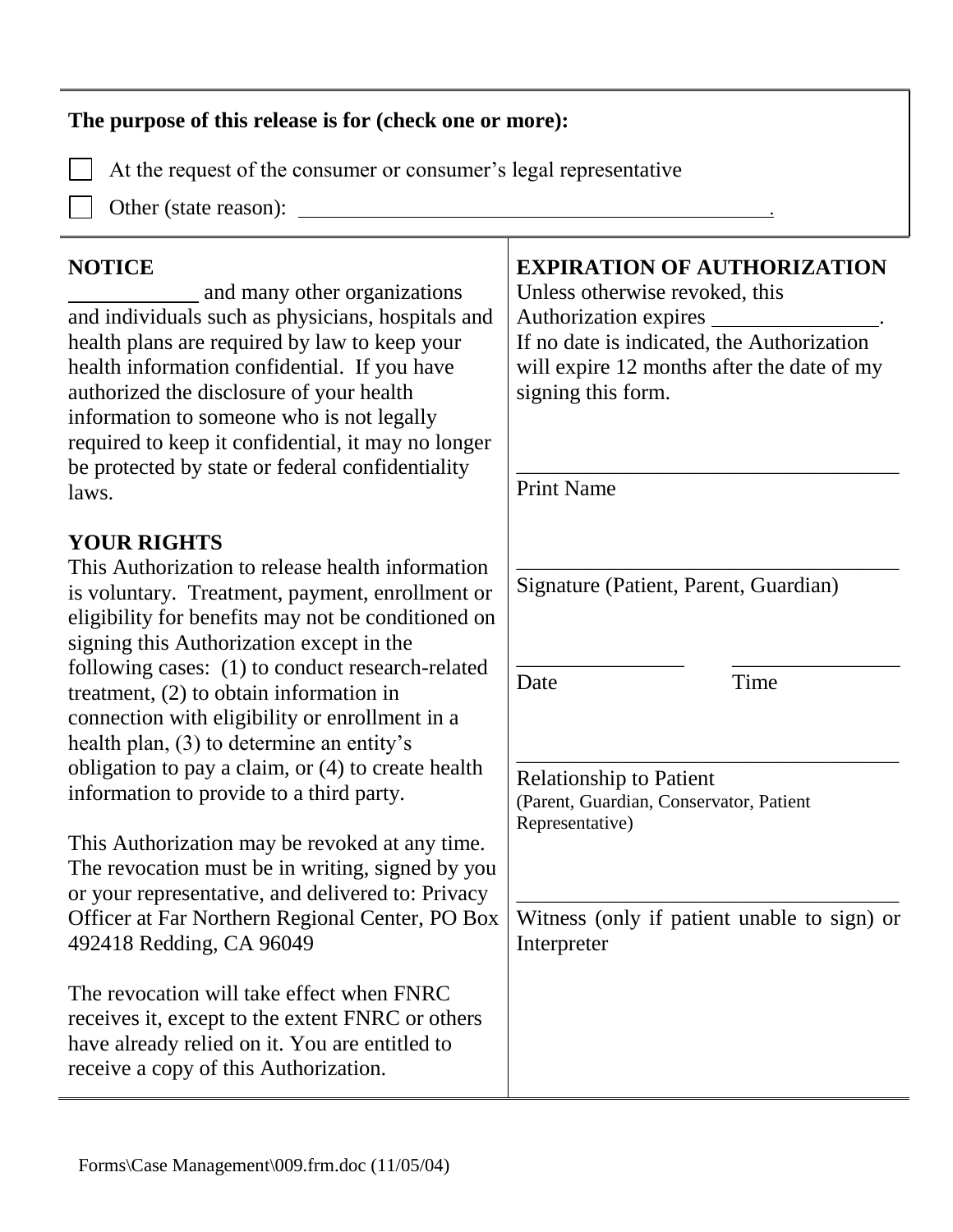**The purpose of this release is for (check one or more):**

☐ At the request of the consumer or consumer's legal representative

☐ Other (state reason): ______________________________________________.

**NOTICE**

____________ and many other organizations and individuals such as physicians, hospitals and health plans are required by law to keep your health information confidential. If you have authorized the disclosure of your health information to someone who is not legally required to keep it confidential, it may no longer be protected by state or federal confidentiality laws.

**YOUR RIGHTS**

This Authorization to release health information is voluntary. Treatment, payment, enrollment or eligibility for benefits may not be conditioned on signing this Authorization except in the following cases: (1) to conduct research-related treatment, (2) to obtain information in connection with eligibility or enrollment in a health plan, (3) to determine an entity's obligation to pay a claim, or (4) to create health information to provide to a third party.

This Authorization may be revoked at any time. The revocation must be in writing, signed by you or your representative, and delivered to: Privacy Officer at Far Northern Regional Center, PO Box 492418 Redding, CA 96049

The revocation will take effect when FNRC receives it, except to the extent FNRC or others have already relied on it. You are entitled to receive a copy of this Authorization.

**EXPIRATION OF AUTHORIZATION**

Unless otherwise revoked, this Authorization expires ________________. If no date is indicated, the Authorization will expire 12 months after the date of my signing this form.

____________________________________

Print Name

____________________________________

Signature (Patient, Parent, Guardian)

________________ ________________

Date Time

____________________________________

Relationship to Patient
(Parent, Guardian, Conservator, Patient Representative)

____________________________________

Witness (only if patient unable to sign) or Interpreter

Forms\Case Management\009.frm.doc (11/05/04)